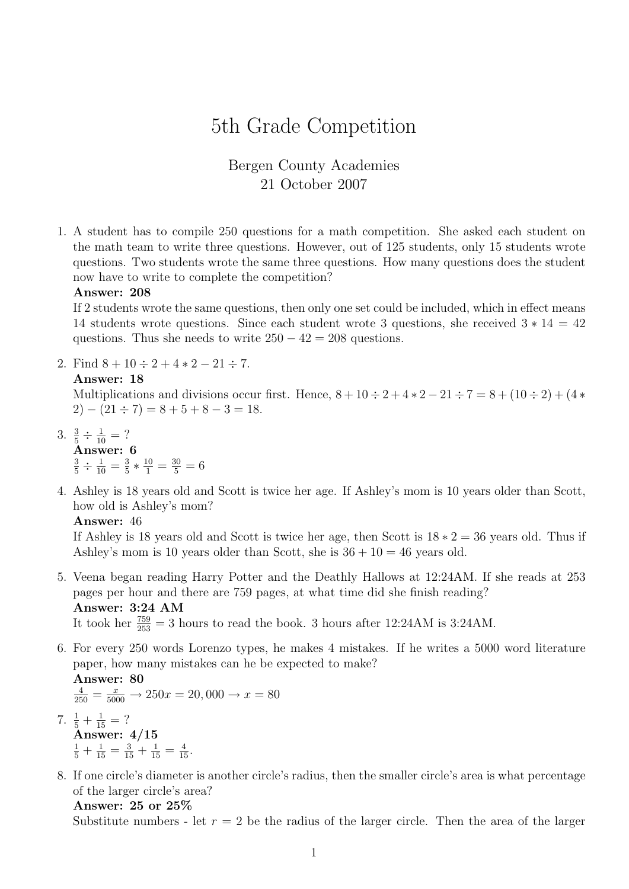# 5th Grade Competition

Bergen County Academies
21 October 2007

1. A student has to compile 250 questions for a math competition. She asked each student on the math team to write three questions. However, out of 125 students, only 15 students wrote questions. Two students wrote the same three questions. How many questions does the student now have to write to complete the competition?
   **Answer: 208**
   If 2 students wrote the same questions, then only one set could be included, which in effect means 14 students wrote questions. Since each student wrote 3 questions, she received $3 * 14 = 42$ questions. Thus she needs to write $250 - 42 = 208$ questions.

2. Find $8 + 10 \div 2 + 4 * 2 - 21 \div 7$.
   **Answer: 18**
   Multiplications and divisions occur first. Hence, $8 + 10 \div 2 + 4 * 2 - 21 \div 7 = 8 + (10 \div 2) + (4 * 2) - (21 \div 7) = 8 + 5 + 8 - 3 = 18$.

3. $\frac{3}{5} \div \frac{1}{10} = ?$
   **Answer: 6**
   $\frac{3}{5} \div \frac{1}{10} = \frac{3}{5} * \frac{10}{1} = \frac{30}{5} = 6$

4. Ashley is 18 years old and Scott is twice her age. If Ashley's mom is 10 years older than Scott, how old is Ashley's mom?
   **Answer:** 46
   If Ashley is 18 years old and Scott is twice her age, then Scott is $18 * 2 = 36$ years old. Thus if Ashley's mom is 10 years older than Scott, she is $36 + 10 = 46$ years old.

5. Veena began reading Harry Potter and the Deathly Hallows at 12:24AM. If she reads at 253 pages per hour and there are 759 pages, at what time did she finish reading?
   **Answer: 3:24 AM**
   It took her $\frac{759}{253} = 3$ hours to read the book. 3 hours after 12:24AM is 3:24AM.

6. For every 250 words Lorenzo types, he makes 4 mistakes. If he writes a 5000 word literature paper, how many mistakes can he be expected to make?
   **Answer: 80**
   $\frac{4}{250} = \frac{x}{5000} \rightarrow 250x = 20,000 \rightarrow x = 80$

7. $\frac{1}{5} + \frac{1}{15} = ?$
   **Answer: 4/15**
   $\frac{1}{5} + \frac{1}{15} = \frac{3}{15} + \frac{1}{15} = \frac{4}{15}$.

8. If one circle's diameter is another circle's radius, then the smaller circle's area is what percentage of the larger circle's area?
   **Answer: 25 or 25%**
   Substitute numbers - let $r = 2$ be the radius of the larger circle. Then the area of the larger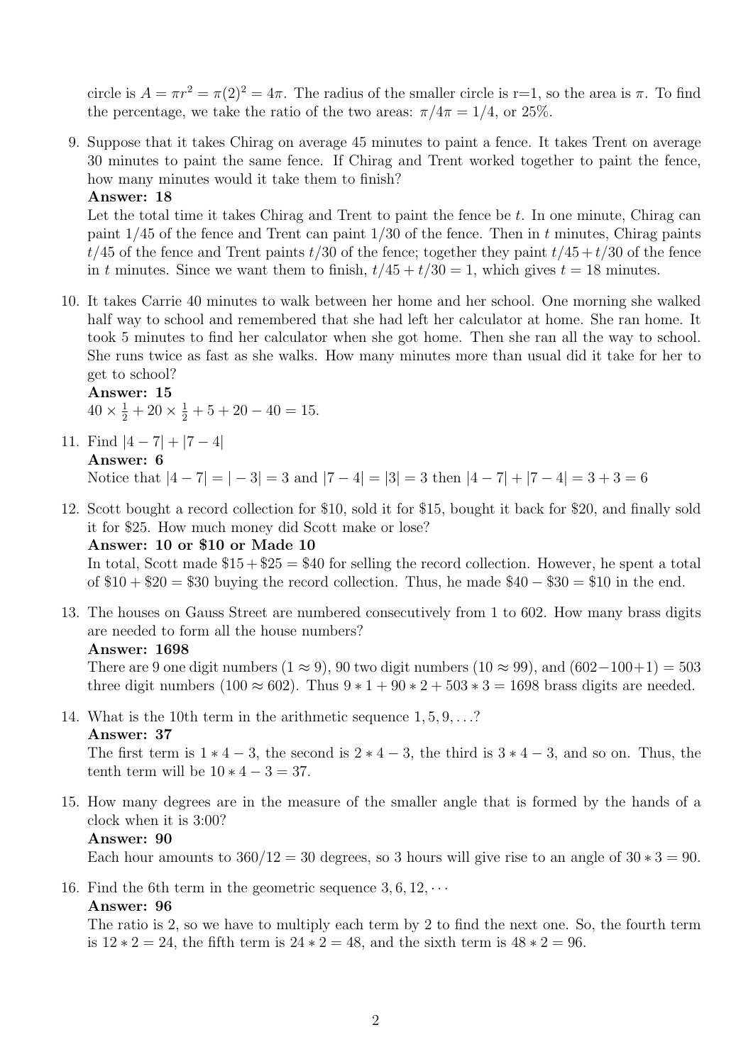circle is $A = \pi r^2 = \pi(2)^2 = 4\pi$. The radius of the smaller circle is r=1, so the area is $\pi$. To find the percentage, we take the ratio of the two areas: $\pi/4\pi = 1/4$, or 25%.

9. Suppose that it takes Chirag on average 45 minutes to paint a fence. It takes Trent on average 30 minutes to paint the same fence. If Chirag and Trent worked together to paint the fence, how many minutes would it take them to finish?

   **Answer: 18**

   Let the total time it takes Chirag and Trent to paint the fence be $t$. In one minute, Chirag can paint $1/45$ of the fence and Trent can paint $1/30$ of the fence. Then in $t$ minutes, Chirag paints $t/45$ of the fence and Trent paints $t/30$ of the fence; together they paint $t/45 + t/30$ of the fence in $t$ minutes. Since we want them to finish, $t/45 + t/30 = 1$, which gives $t = 18$ minutes.

10. It takes Carrie 40 minutes to walk between her home and her school. One morning she walked half way to school and remembered that she had left her calculator at home. She ran home. It took 5 minutes to find her calculator when she got home. Then she ran all the way to school. She runs twice as fast as she walks. How many minutes more than usual did it take for her to get to school?

    **Answer: 15**

    $40 \times \frac{1}{2} + 20 \times \frac{1}{2} + 5 + 20 - 40 = 15.$

11. Find $|4-7| + |7-4|$

    **Answer: 6**

    Notice that $|4-7| = |-3| = 3$ and $|7-4| = |3| = 3$ then $|4-7| + |7-4| = 3 + 3 = 6$

12. Scott bought a record collection for \$10, sold it for \$15, bought it back for \$20, and finally sold it for \$25. How much money did Scott make or lose?

    **Answer: 10 or \$10 or Made 10**

    In total, Scott made \$15 + \$25 = \$40 for selling the record collection. However, he spent a total of \$10 + \$20 = \$30 buying the record collection. Thus, he made \$40 − \$30 = \$10 in the end.

13. The houses on Gauss Street are numbered consecutively from 1 to 602. How many brass digits are needed to form all the house numbers?

    **Answer: 1698**

    There are 9 one digit numbers $(1 \approx 9)$, 90 two digit numbers $(10 \approx 99)$, and $(602-100+1) = 503$ three digit numbers $(100 \approx 602)$. Thus $9 * 1 + 90 * 2 + 503 * 3 = 1698$ brass digits are needed.

14. What is the 10th term in the arithmetic sequence $1, 5, 9, \ldots$?

    **Answer: 37**

    The first term is $1 * 4 - 3$, the second is $2 * 4 - 3$, the third is $3 * 4 - 3$, and so on. Thus, the tenth term will be $10 * 4 - 3 = 37$.

15. How many degrees are in the measure of the smaller angle that is formed by the hands of a clock when it is 3:00?

    **Answer: 90**

    Each hour amounts to $360/12 = 30$ degrees, so 3 hours will give rise to an angle of $30 * 3 = 90$.

16. Find the 6th term in the geometric sequence $3, 6, 12, \cdots$

    **Answer: 96**

    The ratio is 2, so we have to multiply each term by 2 to find the next one. So, the fourth term is $12 * 2 = 24$, the fifth term is $24 * 2 = 48$, and the sixth term is $48 * 2 = 96$.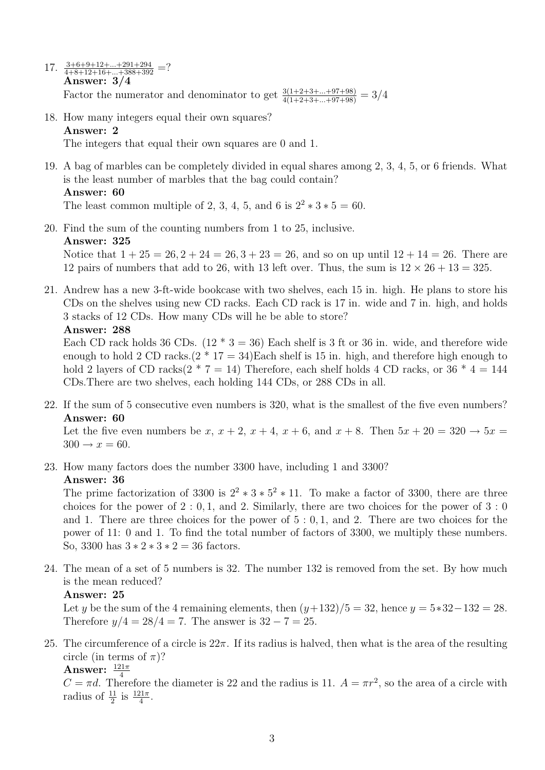17. $\frac{3+6+9+12+...+291+294}{4+8+12+16+...+388+392} = ?$

**Answer: 3/4**

Factor the numerator and denominator to get $\frac{3(1+2+3+...+97+98)}{4(1+2+3+...+97+98)} = 3/4$

18. How many integers equal their own squares?

**Answer: 2**

The integers that equal their own squares are 0 and 1.

19. A bag of marbles can be completely divided in equal shares among 2, 3, 4, 5, or 6 friends. What is the least number of marbles that the bag could contain?

**Answer: 60**

The least common multiple of 2, 3, 4, 5, and 6 is $2^2 * 3 * 5 = 60$.

20. Find the sum of the counting numbers from 1 to 25, inclusive.

**Answer: 325**

Notice that $1 + 25 = 26, 2 + 24 = 26, 3 + 23 = 26$, and so on up until $12 + 14 = 26$. There are 12 pairs of numbers that add to 26, with 13 left over. Thus, the sum is $12 \times 26 + 13 = 325$.

21. Andrew has a new 3-ft-wide bookcase with two shelves, each 15 in. high. He plans to store his CDs on the shelves using new CD racks. Each CD rack is 17 in. wide and 7 in. high, and holds 3 stacks of 12 CDs. How many CDs will he be able to store?

**Answer: 288**

Each CD rack holds 36 CDs. (12 * 3 = 36) Each shelf is 3 ft or 36 in. wide, and therefore wide enough to hold 2 CD racks.(2 * 17 = 34)Each shelf is 15 in. high, and therefore high enough to hold 2 layers of CD racks(2 * 7 = 14) Therefore, each shelf holds 4 CD racks, or 36 * 4 = 144 CDs.There are two shelves, each holding 144 CDs, or 288 CDs in all.

22. If the sum of 5 consecutive even numbers is 320, what is the smallest of the five even numbers?

**Answer: 60**

Let the five even numbers be $x$, $x + 2$, $x + 4$, $x + 6$, and $x + 8$. Then $5x + 20 = 320 \rightarrow 5x = 300 \rightarrow x = 60$.

23. How many factors does the number 3300 have, including 1 and 3300?

**Answer: 36**

The prime factorization of 3300 is $2^2 * 3 * 5^2 * 11$. To make a factor of 3300, there are three choices for the power of $2 : 0, 1$, and 2. Similarly, there are two choices for the power of $3 : 0$ and 1. There are three choices for the power of $5 : 0, 1$, and 2. There are two choices for the power of 11: 0 and 1. To find the total number of factors of 3300, we multiply these numbers. So, 3300 has $3 * 2 * 3 * 2 = 36$ factors.

24. The mean of a set of 5 numbers is 32. The number 132 is removed from the set. By how much is the mean reduced?

**Answer: 25**

Let $y$ be the sum of the 4 remaining elements, then $(y+132)/5 = 32$, hence $y = 5*32-132 = 28$. Therefore $y/4 = 28/4 = 7$. The answer is $32 - 7 = 25$.

25. The circumference of a circle is $22\pi$. If its radius is halved, then what is the area of the resulting circle (in terms of $\pi$)?

**Answer:** $\frac{121\pi}{4}$

$C = \pi d$. Therefore the diameter is 22 and the radius is 11. $A = \pi r^2$, so the area of a circle with radius of $\frac{11}{2}$ is $\frac{121\pi}{4}$.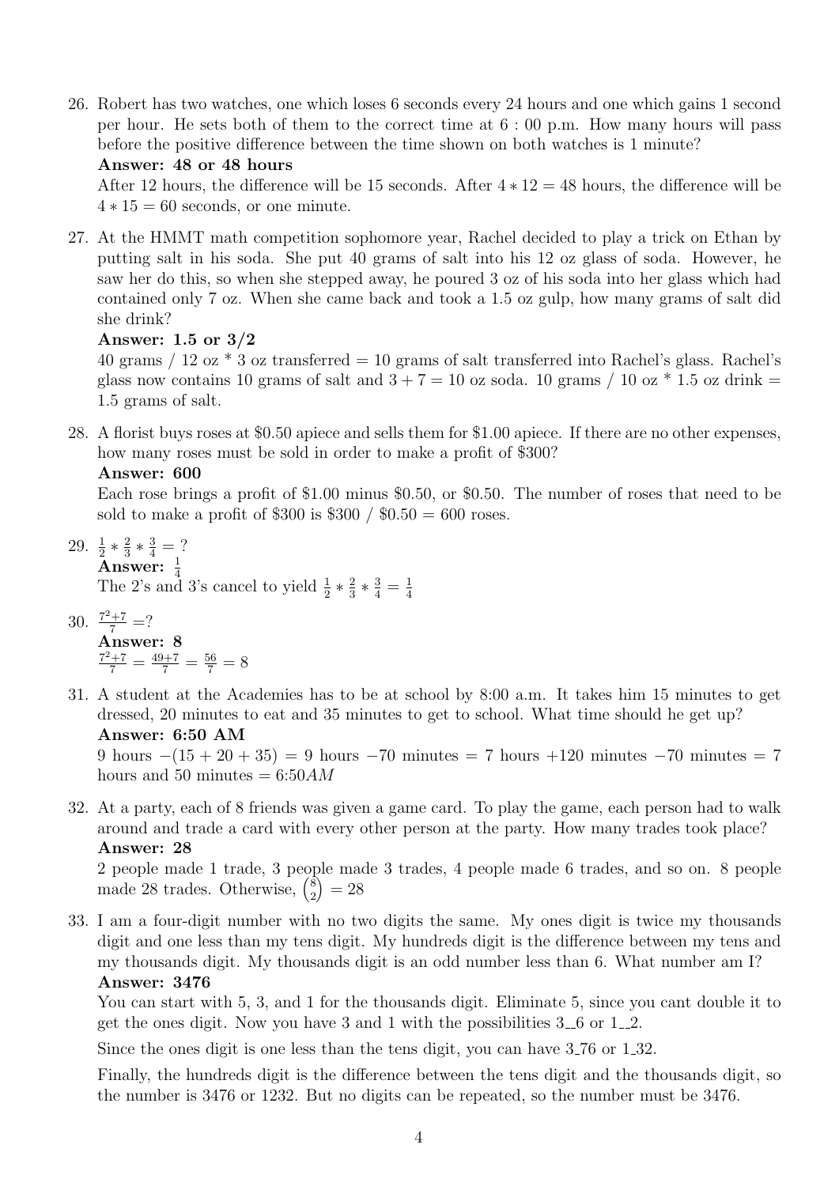26. Robert has two watches, one which loses 6 seconds every 24 hours and one which gains 1 second per hour. He sets both of them to the correct time at 6 : 00 p.m. How many hours will pass before the positive difference between the time shown on both watches is 1 minute?

    **Answer: 48 or 48 hours**

    After 12 hours, the difference will be 15 seconds. After $4 * 12 = 48$ hours, the difference will be $4 * 15 = 60$ seconds, or one minute.

27. At the HMMT math competition sophomore year, Rachel decided to play a trick on Ethan by putting salt in his soda. She put 40 grams of salt into his 12 oz glass of soda. However, he saw her do this, so when she stepped away, he poured 3 oz of his soda into her glass which had contained only 7 oz. When she came back and took a 1.5 oz gulp, how many grams of salt did she drink?

    **Answer: 1.5 or 3/2**

    40 grams / 12 oz * 3 oz transferred = 10 grams of salt transferred into Rachel's glass. Rachel's glass now contains 10 grams of salt and $3 + 7 = 10$ oz soda. 10 grams / 10 oz * 1.5 oz drink = 1.5 grams of salt.

28. A florist buys roses at \$0.50 apiece and sells them for \$1.00 apiece. If there are no other expenses, how many roses must be sold in order to make a profit of \$300?

    **Answer: 600**

    Each rose brings a profit of \$1.00 minus \$0.50, or \$0.50. The number of roses that need to be sold to make a profit of \$300 is \$300 / \$0.50 = 600 roses.

29. $\frac{1}{2} * \frac{2}{3} * \frac{3}{4} = ?$

    **Answer:** $\frac{1}{4}$

    The 2's and 3's cancel to yield $\frac{1}{2} * \frac{2}{3} * \frac{3}{4} = \frac{1}{4}$

30. $\frac{7^2+7}{7} = ?$

    **Answer: 8**

    $\frac{7^2+7}{7} = \frac{49+7}{7} = \frac{56}{7} = 8$

31. A student at the Academies has to be at school by 8:00 a.m. It takes him 15 minutes to get dressed, 20 minutes to eat and 35 minutes to get to school. What time should he get up?

    **Answer: 6:50 AM**

    9 hours $-(15 + 20 + 35) =$ 9 hours $-70$ minutes = 7 hours $+120$ minutes $-70$ minutes = 7 hours and 50 minutes = $6{:}50AM$

32. At a party, each of 8 friends was given a game card. To play the game, each person had to walk around and trade a card with every other person at the party. How many trades took place?

    **Answer: 28**

    2 people made 1 trade, 3 people made 3 trades, 4 people made 6 trades, and so on. 8 people made 28 trades. Otherwise, $\binom{8}{2} = 28$

33. I am a four-digit number with no two digits the same. My ones digit is twice my thousands digit and one less than my tens digit. My hundreds digit is the difference between my tens and my thousands digit. My thousands digit is an odd number less than 6. What number am I?

    **Answer: 3476**

    You can start with 5, 3, and 1 for the thousands digit. Eliminate 5, since you cant double it to get the ones digit. Now you have 3 and 1 with the possibilities 3\_\_6 or 1\_\_2.

    Since the ones digit is one less than the tens digit, you can have 3\_76 or 1\_32.

    Finally, the hundreds digit is the difference between the tens digit and the thousands digit, so the number is 3476 or 1232. But no digits can be repeated, so the number must be 3476.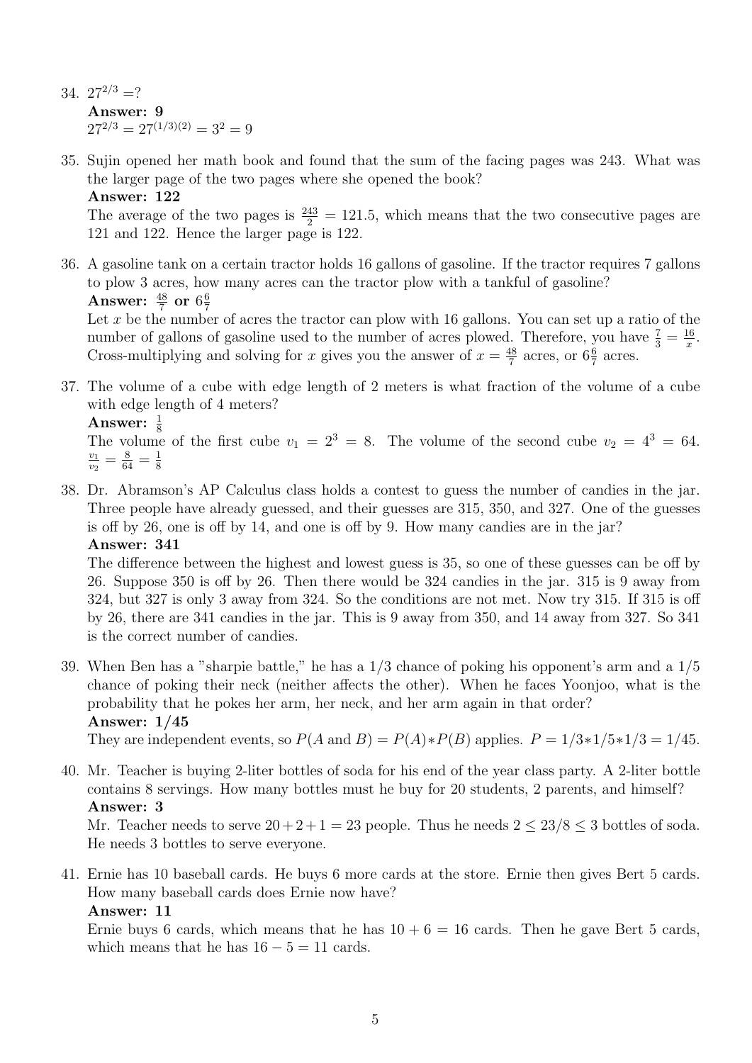34. $27^{2/3} = ?$

    **Answer: 9**

    $27^{2/3} = 27^{(1/3)(2)} = 3^2 = 9$

35. Sujin opened her math book and found that the sum of the facing pages was 243. What was the larger page of the two pages where she opened the book?

    **Answer: 122**

    The average of the two pages is $\frac{243}{2} = 121.5$, which means that the two consecutive pages are 121 and 122. Hence the larger page is 122.

36. A gasoline tank on a certain tractor holds 16 gallons of gasoline. If the tractor requires 7 gallons to plow 3 acres, how many acres can the tractor plow with a tankful of gasoline?

    **Answer:** $\frac{48}{7}$ **or** $6\frac{6}{7}$

    Let $x$ be the number of acres the tractor can plow with 16 gallons. You can set up a ratio of the number of gallons of gasoline used to the number of acres plowed. Therefore, you have $\frac{7}{3} = \frac{16}{x}$. Cross-multiplying and solving for $x$ gives you the answer of $x = \frac{48}{7}$ acres, or $6\frac{6}{7}$ acres.

37. The volume of a cube with edge length of 2 meters is what fraction of the volume of a cube with edge length of 4 meters?

    **Answer:** $\frac{1}{8}$

    The volume of the first cube $v_1 = 2^3 = 8$. The volume of the second cube $v_2 = 4^3 = 64$. $\frac{v_1}{v_2} = \frac{8}{64} = \frac{1}{8}$

38. Dr. Abramson's AP Calculus class holds a contest to guess the number of candies in the jar. Three people have already guessed, and their guesses are 315, 350, and 327. One of the guesses is off by 26, one is off by 14, and one is off by 9. How many candies are in the jar?

    **Answer: 341**

    The difference between the highest and lowest guess is 35, so one of these guesses can be off by 26. Suppose 350 is off by 26. Then there would be 324 candies in the jar. 315 is 9 away from 324, but 327 is only 3 away from 324. So the conditions are not met. Now try 315. If 315 is off by 26, there are 341 candies in the jar. This is 9 away from 350, and 14 away from 327. So 341 is the correct number of candies.

39. When Ben has a "sharpie battle," he has a 1/3 chance of poking his opponent's arm and a 1/5 chance of poking their neck (neither affects the other). When he faces Yoonjoo, what is the probability that he pokes her arm, her neck, and her arm again in that order?

    **Answer: 1/45**

    They are independent events, so $P(A \text{ and } B) = P(A) * P(B)$ applies. $P = 1/3 * 1/5 * 1/3 = 1/45$.

40. Mr. Teacher is buying 2-liter bottles of soda for his end of the year class party. A 2-liter bottle contains 8 servings. How many bottles must he buy for 20 students, 2 parents, and himself?

    **Answer: 3**

    Mr. Teacher needs to serve $20 + 2 + 1 = 23$ people. Thus he needs $2 \leq 23/8 \leq 3$ bottles of soda. He needs 3 bottles to serve everyone.

41. Ernie has 10 baseball cards. He buys 6 more cards at the store. Ernie then gives Bert 5 cards. How many baseball cards does Ernie now have?

    **Answer: 11**

    Ernie buys 6 cards, which means that he has $10 + 6 = 16$ cards. Then he gave Bert 5 cards, which means that he has $16 - 5 = 11$ cards.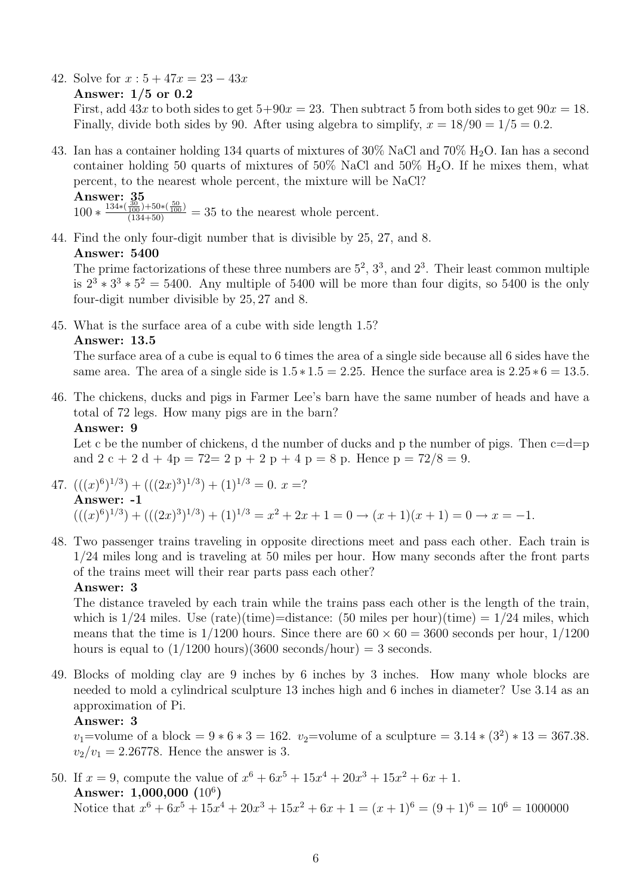42. Solve for $x : 5 + 47x = 23 - 43x$

    **Answer: 1/5 or 0.2**

    First, add $43x$ to both sides to get $5+90x = 23$. Then subtract 5 from both sides to get $90x = 18$. Finally, divide both sides by 90. After using algebra to simplify, $x = 18/90 = 1/5 = 0.2$.

43. Ian has a container holding 134 quarts of mixtures of 30% NaCl and 70% $H_2O$. Ian has a second container holding 50 quarts of mixtures of 50% NaCl and 50% $H_2O$. If he mixes them, what percent, to the nearest whole percent, the mixture will be NaCl?

    **Answer: 35**

    $100 * \frac{134*(\frac{30}{100})+50*(\frac{50}{100})}{(134+50)} = 35$ to the nearest whole percent.

44. Find the only four-digit number that is divisible by 25, 27, and 8.

    **Answer: 5400**

    The prime factorizations of these three numbers are $5^2$, $3^3$, and $2^3$. Their least common multiple is $2^3 * 3^3 * 5^2 = 5400$. Any multiple of 5400 will be more than four digits, so 5400 is the only four-digit number divisible by 25, 27 and 8.

45. What is the surface area of a cube with side length 1.5?

    **Answer: 13.5**

    The surface area of a cube is equal to 6 times the area of a single side because all 6 sides have the same area. The area of a single side is $1.5 * 1.5 = 2.25$. Hence the surface area is $2.25 * 6 = 13.5$.

46. The chickens, ducks and pigs in Farmer Lee's barn have the same number of heads and have a total of 72 legs. How many pigs are in the barn?

    **Answer: 9**

    Let c be the number of chickens, d the number of ducks and p the number of pigs. Then c=d=p and 2 c + 2 d + 4p = 72= 2 p + 2 p + 4 p = 8 p. Hence p = 72/8 = 9.

47. $(((x)^6)^{1/3}) + (((2x)^3)^{1/3}) + (1)^{1/3} = 0$. $x = ?$

    **Answer: -1**

    $(((x)^6)^{1/3}) + (((2x)^3)^{1/3}) + (1)^{1/3} = x^2 + 2x + 1 = 0 \rightarrow (x+1)(x+1) = 0 \rightarrow x = -1$.

48. Two passenger trains traveling in opposite directions meet and pass each other. Each train is 1/24 miles long and is traveling at 50 miles per hour. How many seconds after the front parts of the trains meet will their rear parts pass each other?

    **Answer: 3**

    The distance traveled by each train while the trains pass each other is the length of the train, which is 1/24 miles. Use (rate)(time)=distance: (50 miles per hour)(time) = 1/24 miles, which means that the time is 1/1200 hours. Since there are $60 \times 60 = 3600$ seconds per hour, 1/1200 hours is equal to (1/1200 hours)(3600 seconds/hour) = 3 seconds.

49. Blocks of molding clay are 9 inches by 6 inches by 3 inches. How many whole blocks are needed to mold a cylindrical sculpture 13 inches high and 6 inches in diameter? Use 3.14 as an approximation of Pi.

    **Answer: 3**

    $v_1$=volume of a block $= 9 * 6 * 3 = 162$. $v_2$=volume of a sculpture $= 3.14 * (3^2) * 13 = 367.38$. $v_2/v_1 = 2.26778$. Hence the answer is 3.

50. If $x = 9$, compute the value of $x^6 + 6x^5 + 15x^4 + 20x^3 + 15x^2 + 6x + 1$.

    **Answer: 1,000,000 ($10^6$)**

    Notice that $x^6 + 6x^5 + 15x^4 + 20x^3 + 15x^2 + 6x + 1 = (x+1)^6 = (9+1)^6 = 10^6 = 1000000$